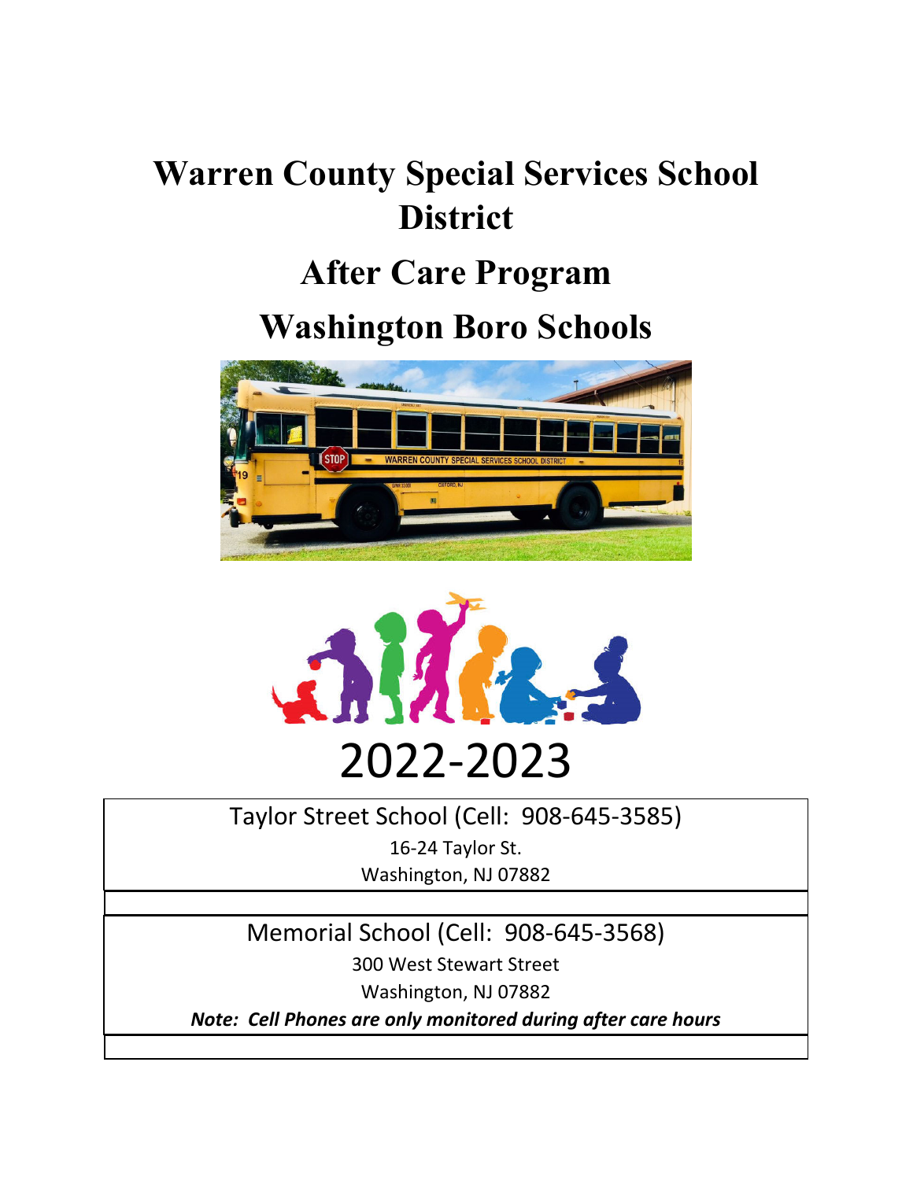# Warren County Special Services School District

# After Care Program

# Washington Boro Schools

2022-2023

Taylor Street School (Cell: 908-645-3585)
16-24 Taylor St.
Washington, NJ 07882

Memorial School (Cell: 908-645-3568)
300 West Stewart Street
Washington, NJ 07882

***Note: Cell Phones are only monitored during after care hours***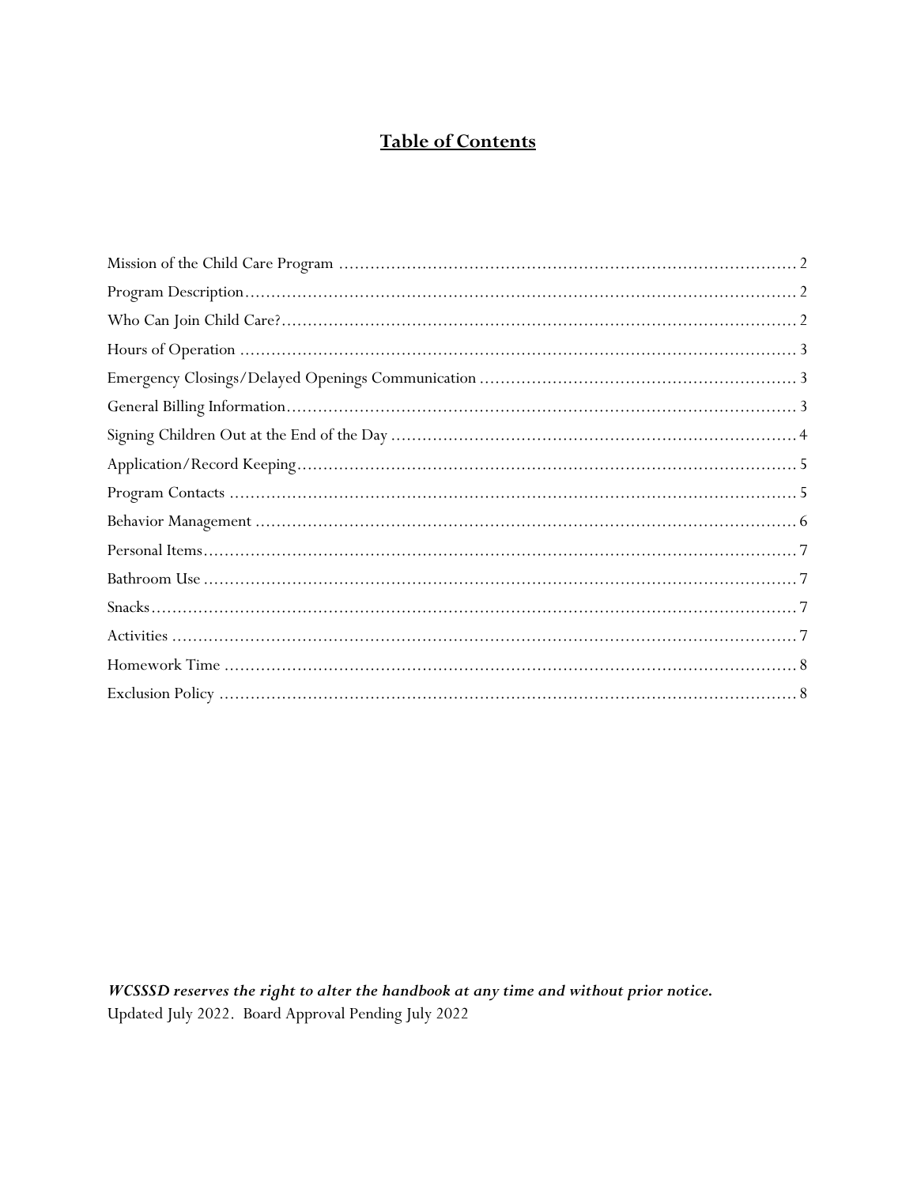# Table of Contents

Mission of the Child Care Program ........................................................................................ 2

Program Description.......................................................................................................... 2

Who Can Join Child Care?.................................................................................................. 2

Hours of Operation ........................................................................................................... 3

Emergency Closings/Delayed Openings Communication ............................................................ 3

General Billing Information................................................................................................. 3

Signing Children Out at the End of the Day ............................................................................. 4

Application/Record Keeping................................................................................................ 5

Program Contacts ............................................................................................................. 5

Behavior Management ........................................................................................................ 6

Personal Items.................................................................................................................. 7

Bathroom Use .................................................................................................................. 7

Snacks............................................................................................................................. 7

Activities ......................................................................................................................... 7

Homework Time ............................................................................................................... 8

Exclusion Policy ............................................................................................................... 8

***WCSSSD reserves the right to alter the handbook at any time and without prior notice.***

Updated July 2022. Board Approval Pending July 2022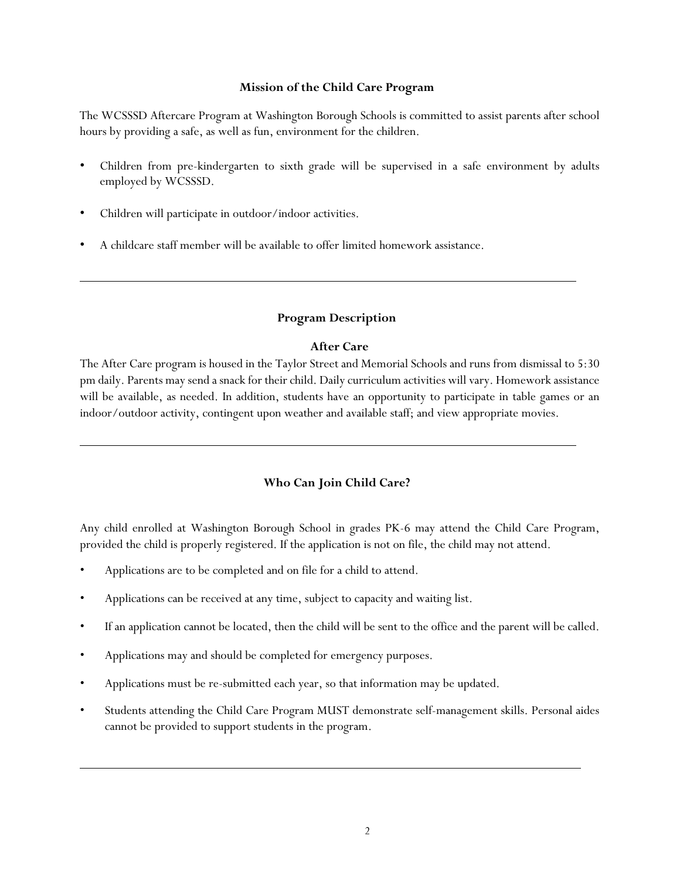## Mission of the Child Care Program

The WCSSSD Aftercare Program at Washington Borough Schools is committed to assist parents after school hours by providing a safe, as well as fun, environment for the children.

- Children from pre-kindergarten to sixth grade will be supervised in a safe environment by adults employed by WCSSSD.
- Children will participate in outdoor/indoor activities.
- A childcare staff member will be available to offer limited homework assistance.

---

## Program Description

### After Care

The After Care program is housed in the Taylor Street and Memorial Schools and runs from dismissal to 5:30 pm daily. Parents may send a snack for their child. Daily curriculum activities will vary. Homework assistance will be available, as needed. In addition, students have an opportunity to participate in table games or an indoor/outdoor activity, contingent upon weather and available staff; and view appropriate movies.

---

## Who Can Join Child Care?

Any child enrolled at Washington Borough School in grades PK-6 may attend the Child Care Program, provided the child is properly registered. If the application is not on file, the child may not attend.

- Applications are to be completed and on file for a child to attend.
- Applications can be received at any time, subject to capacity and waiting list.
- If an application cannot be located, then the child will be sent to the office and the parent will be called.
- Applications may and should be completed for emergency purposes.
- Applications must be re-submitted each year, so that information may be updated.
- Students attending the Child Care Program MUST demonstrate self-management skills. Personal aides cannot be provided to support students in the program.

---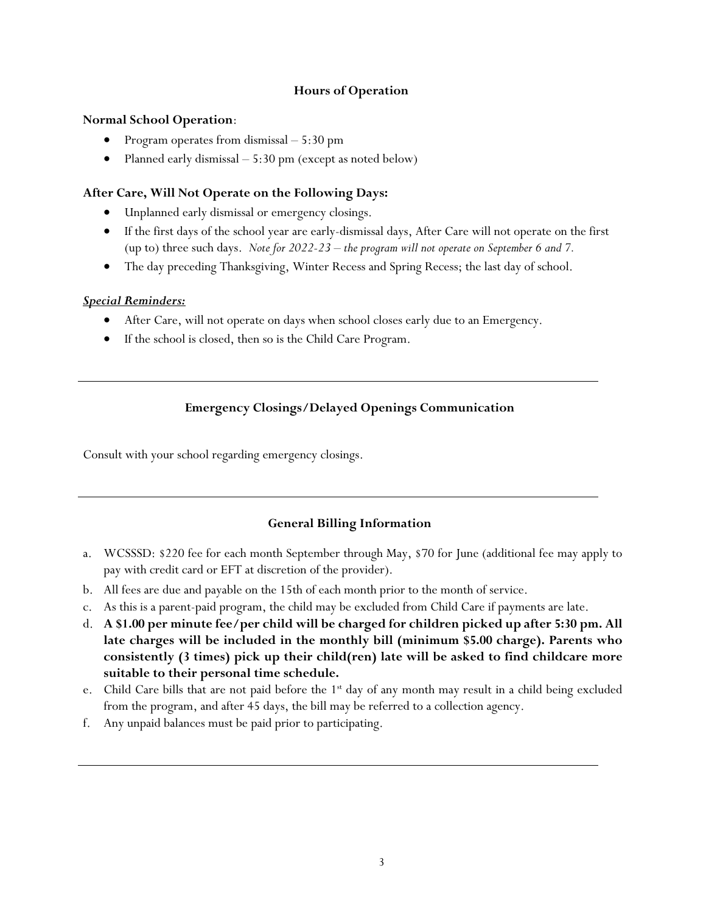## Hours of Operation

**Normal School Operation**:

- Program operates from dismissal – 5:30 pm
- Planned early dismissal – 5:30 pm (except as noted below)

**After Care, Will Not Operate on the Following Days:**

- Unplanned early dismissal or emergency closings.
- If the first days of the school year are early-dismissal days, After Care will not operate on the first (up to) three such days. *Note for 2022-23 – the program will not operate on September 6 and 7.*
- The day preceding Thanksgiving, Winter Recess and Spring Recess; the last day of school.

***Special Reminders:***

- After Care, will not operate on days when school closes early due to an Emergency.
- If the school is closed, then so is the Child Care Program.

---

## Emergency Closings/Delayed Openings Communication

Consult with your school regarding emergency closings.

---

## General Billing Information

a. WCSSSD: $220 fee for each month September through May, $70 for June (additional fee may apply to pay with credit card or EFT at discretion of the provider).

b. All fees are due and payable on the 15th of each month prior to the month of service.

c. As this is a parent-paid program, the child may be excluded from Child Care if payments are late.

d. **A $1.00 per minute fee/per child will be charged for children picked up after 5:30 pm. All late charges will be included in the monthly bill (minimum $5.00 charge). Parents who consistently (3 times) pick up their child(ren) late will be asked to find childcare more suitable to their personal time schedule.**

e. Child Care bills that are not paid before the 1st day of any month may result in a child being excluded from the program, and after 45 days, the bill may be referred to a collection agency.

f. Any unpaid balances must be paid prior to participating.

---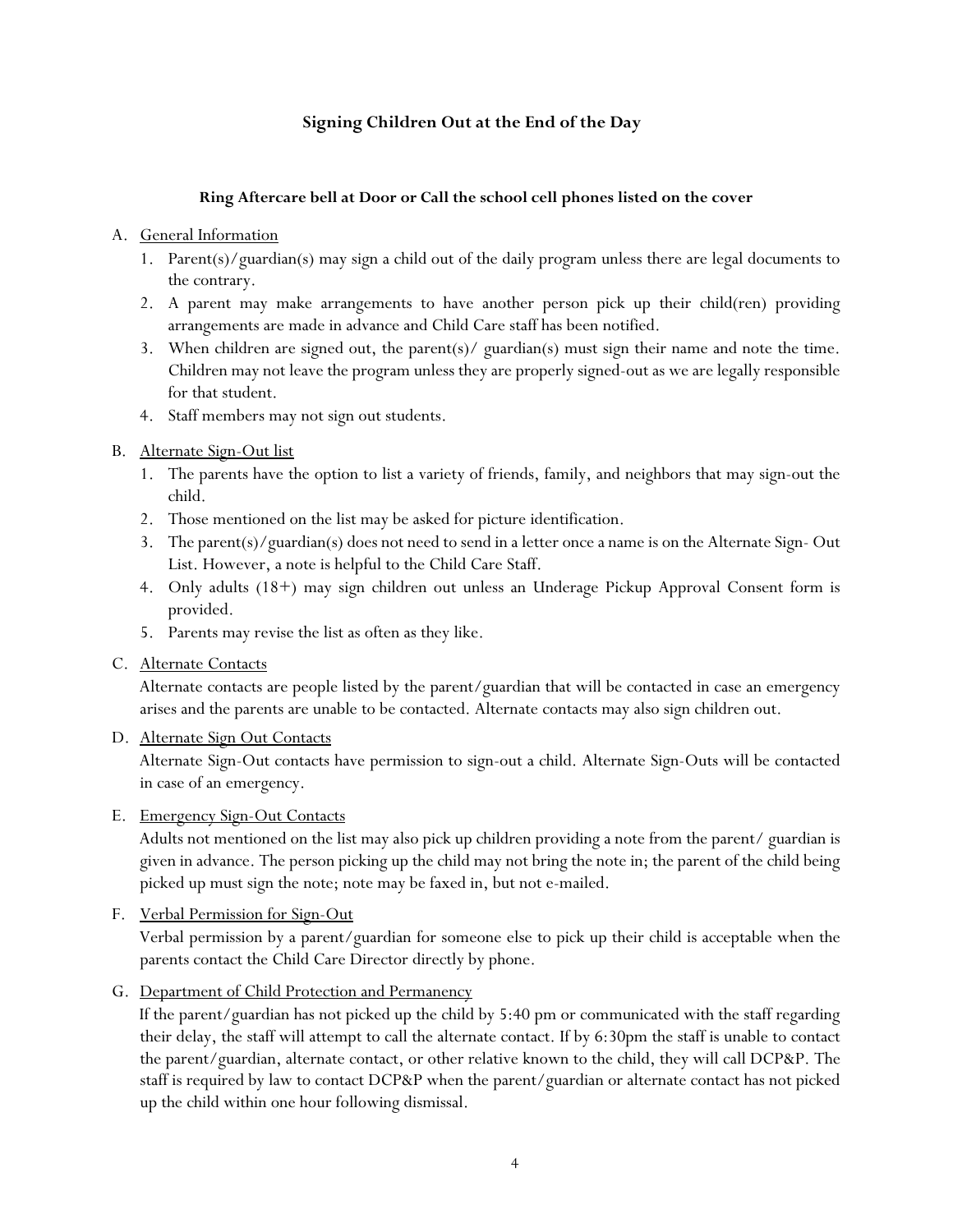## Signing Children Out at the End of the Day

**Ring Aftercare bell at Door or Call the school cell phones listed on the cover**

A. General Information

1. Parent(s)/guardian(s) may sign a child out of the daily program unless there are legal documents to the contrary.
2. A parent may make arrangements to have another person pick up their child(ren) providing arrangements are made in advance and Child Care staff has been notified.
3. When children are signed out, the parent(s)/ guardian(s) must sign their name and note the time. Children may not leave the program unless they are properly signed-out as we are legally responsible for that student.
4. Staff members may not sign out students.

B. Alternate Sign-Out list

1. The parents have the option to list a variety of friends, family, and neighbors that may sign-out the child.
2. Those mentioned on the list may be asked for picture identification.
3. The parent(s)/guardian(s) does not need to send in a letter once a name is on the Alternate Sign- Out List. However, a note is helpful to the Child Care Staff.
4. Only adults (18+) may sign children out unless an Underage Pickup Approval Consent form is provided.
5. Parents may revise the list as often as they like.

C. Alternate Contacts

Alternate contacts are people listed by the parent/guardian that will be contacted in case an emergency arises and the parents are unable to be contacted. Alternate contacts may also sign children out.

D. Alternate Sign Out Contacts

Alternate Sign-Out contacts have permission to sign-out a child. Alternate Sign-Outs will be contacted in case of an emergency.

E. Emergency Sign-Out Contacts

Adults not mentioned on the list may also pick up children providing a note from the parent/ guardian is given in advance. The person picking up the child may not bring the note in; the parent of the child being picked up must sign the note; note may be faxed in, but not e-mailed.

F. Verbal Permission for Sign-Out

Verbal permission by a parent/guardian for someone else to pick up their child is acceptable when the parents contact the Child Care Director directly by phone.

G. Department of Child Protection and Permanency

If the parent/guardian has not picked up the child by 5:40 pm or communicated with the staff regarding their delay, the staff will attempt to call the alternate contact. If by 6:30pm the staff is unable to contact the parent/guardian, alternate contact, or other relative known to the child, they will call DCP&P. The staff is required by law to contact DCP&P when the parent/guardian or alternate contact has not picked up the child within one hour following dismissal.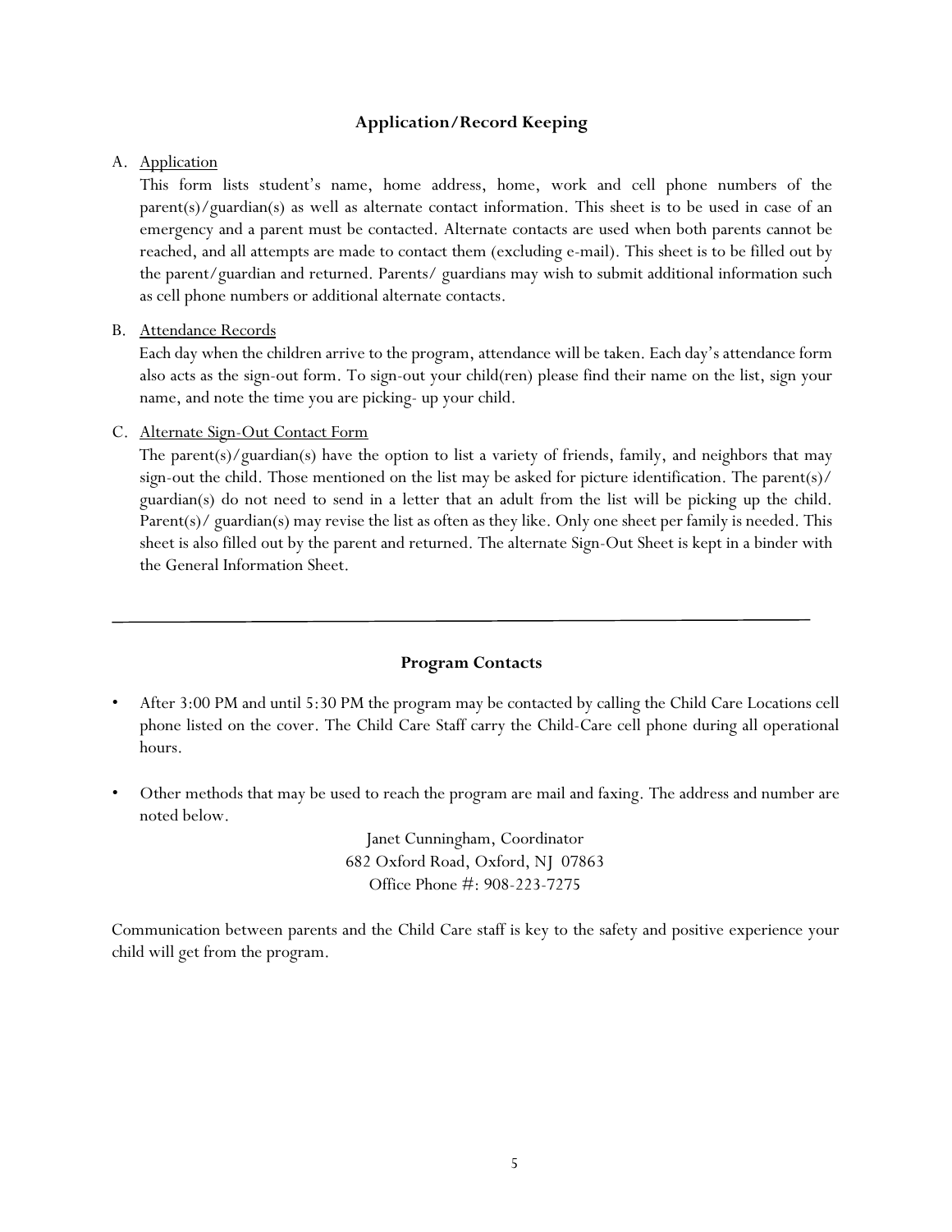## Application/Record Keeping

A. Application

This form lists student's name, home address, home, work and cell phone numbers of the parent(s)/guardian(s) as well as alternate contact information. This sheet is to be used in case of an emergency and a parent must be contacted. Alternate contacts are used when both parents cannot be reached, and all attempts are made to contact them (excluding e-mail). This sheet is to be filled out by the parent/guardian and returned. Parents/ guardians may wish to submit additional information such as cell phone numbers or additional alternate contacts.

B. Attendance Records

Each day when the children arrive to the program, attendance will be taken. Each day's attendance form also acts as the sign-out form. To sign-out your child(ren) please find their name on the list, sign your name, and note the time you are picking- up your child.

C. Alternate Sign-Out Contact Form

The parent(s)/guardian(s) have the option to list a variety of friends, family, and neighbors that may sign-out the child. Those mentioned on the list may be asked for picture identification. The parent(s)/ guardian(s) do not need to send in a letter that an adult from the list will be picking up the child. Parent(s)/ guardian(s) may revise the list as often as they like. Only one sheet per family is needed. This sheet is also filled out by the parent and returned. The alternate Sign-Out Sheet is kept in a binder with the General Information Sheet.

---

## Program Contacts

- After 3:00 PM and until 5:30 PM the program may be contacted by calling the Child Care Locations cell phone listed on the cover. The Child Care Staff carry the Child-Care cell phone during all operational hours.

- Other methods that may be used to reach the program are mail and faxing. The address and number are noted below.

Janet Cunningham, Coordinator
682 Oxford Road, Oxford, NJ 07863
Office Phone #: 908-223-7275

Communication between parents and the Child Care staff is key to the safety and positive experience your child will get from the program.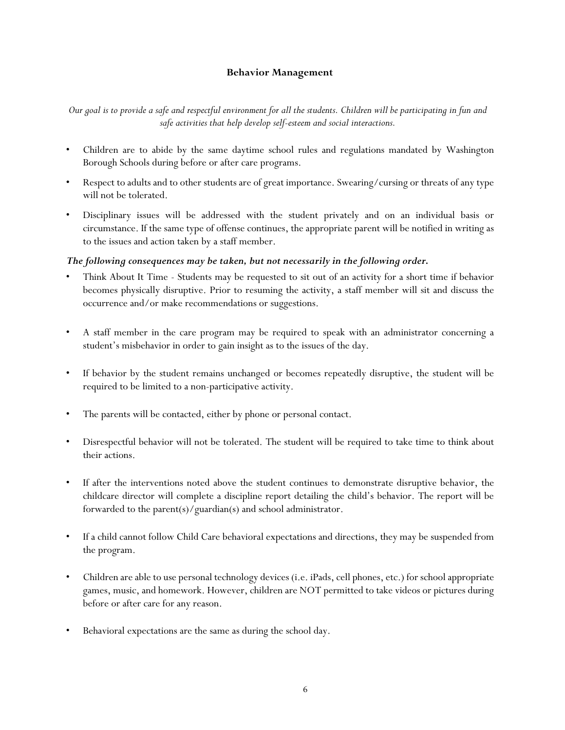## Behavior Management

*Our goal is to provide a safe and respectful environment for all the students. Children will be participating in fun and safe activities that help develop self-esteem and social interactions.*

- Children are to abide by the same daytime school rules and regulations mandated by Washington Borough Schools during before or after care programs.
- Respect to adults and to other students are of great importance. Swearing/cursing or threats of any type will not be tolerated.
- Disciplinary issues will be addressed with the student privately and on an individual basis or circumstance. If the same type of offense continues, the appropriate parent will be notified in writing as to the issues and action taken by a staff member.

***The following consequences may be taken, but not necessarily in the following order.***

- Think About It Time - Students may be requested to sit out of an activity for a short time if behavior becomes physically disruptive. Prior to resuming the activity, a staff member will sit and discuss the occurrence and/or make recommendations or suggestions.
- A staff member in the care program may be required to speak with an administrator concerning a student's misbehavior in order to gain insight as to the issues of the day.
- If behavior by the student remains unchanged or becomes repeatedly disruptive, the student will be required to be limited to a non-participative activity.
- The parents will be contacted, either by phone or personal contact.
- Disrespectful behavior will not be tolerated. The student will be required to take time to think about their actions.
- If after the interventions noted above the student continues to demonstrate disruptive behavior, the childcare director will complete a discipline report detailing the child's behavior. The report will be forwarded to the parent(s)/guardian(s) and school administrator.
- If a child cannot follow Child Care behavioral expectations and directions, they may be suspended from the program.
- Children are able to use personal technology devices (i.e. iPads, cell phones, etc.) for school appropriate games, music, and homework. However, children are NOT permitted to take videos or pictures during before or after care for any reason.
- Behavioral expectations are the same as during the school day.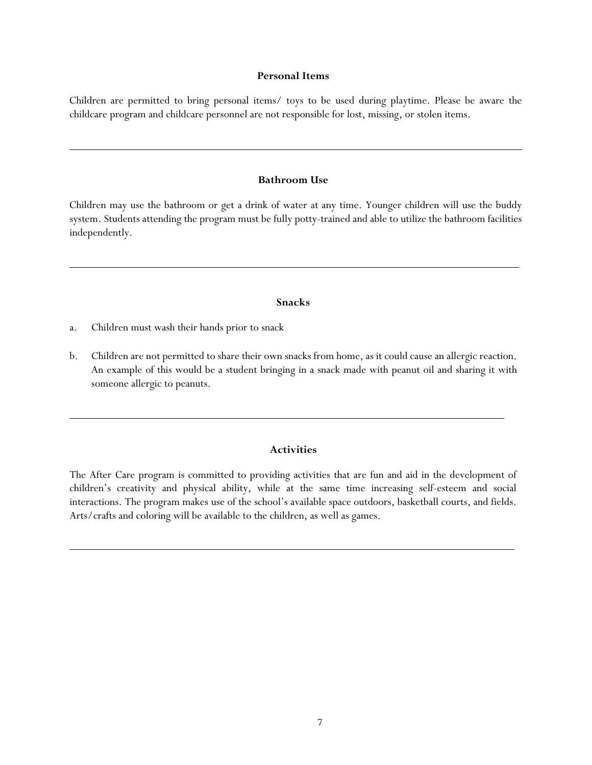### Personal Items

Children are permitted to bring personal items/ toys to be used during playtime. Please be aware the childcare program and childcare personnel are not responsible for lost, missing, or stolen items.

---

### Bathroom Use

Children may use the bathroom or get a drink of water at any time. Younger children will use the buddy system. Students attending the program must be fully potty-trained and able to utilize the bathroom facilities independently.

---

### Snacks

a. Children must wash their hands prior to snack

b. Children are not permitted to share their own snacks from home, as it could cause an allergic reaction. An example of this would be a student bringing in a snack made with peanut oil and sharing it with someone allergic to peanuts.

---

### Activities

The After Care program is committed to providing activities that are fun and aid in the development of children's creativity and physical ability, while at the same time increasing self-esteem and social interactions. The program makes use of the school's available space outdoors, basketball courts, and fields. Arts/crafts and coloring will be available to the children, as well as games.

---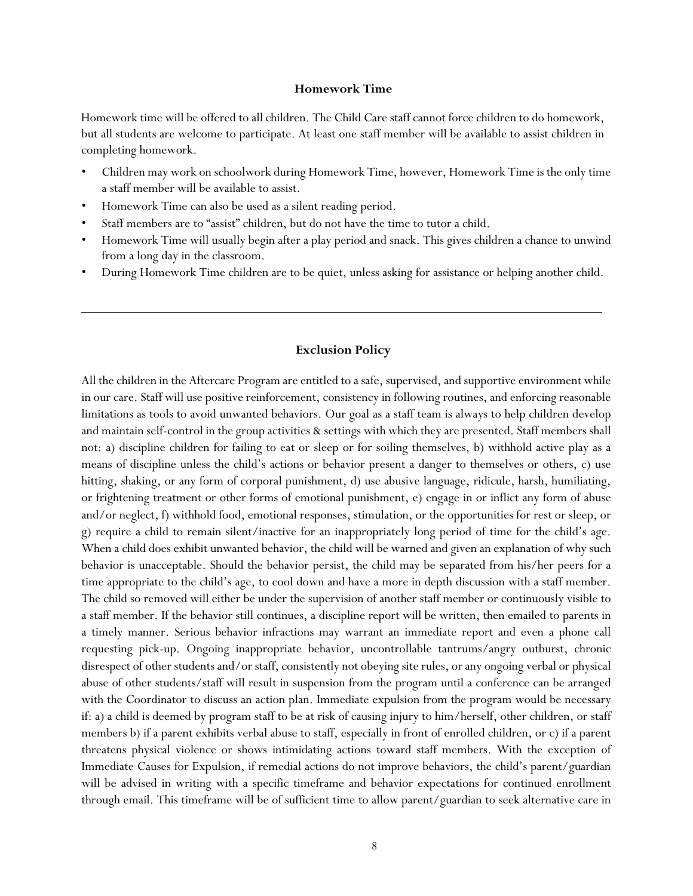### Homework Time

Homework time will be offered to all children. The Child Care staff cannot force children to do homework, but all students are welcome to participate. At least one staff member will be available to assist children in completing homework.

- Children may work on schoolwork during Homework Time, however, Homework Time is the only time a staff member will be available to assist.
- Homework Time can also be used as a silent reading period.
- Staff members are to "assist" children, but do not have the time to tutor a child.
- Homework Time will usually begin after a play period and snack. This gives children a chance to unwind from a long day in the classroom.
- During Homework Time children are to be quiet, unless asking for assistance or helping another child.

---

### Exclusion Policy

All the children in the Aftercare Program are entitled to a safe, supervised, and supportive environment while in our care. Staff will use positive reinforcement, consistency in following routines, and enforcing reasonable limitations as tools to avoid unwanted behaviors. Our goal as a staff team is always to help children develop and maintain self-control in the group activities & settings with which they are presented. Staff members shall not: a) discipline children for failing to eat or sleep or for soiling themselves, b) withhold active play as a means of discipline unless the child's actions or behavior present a danger to themselves or others, c) use hitting, shaking, or any form of corporal punishment, d) use abusive language, ridicule, harsh, humiliating, or frightening treatment or other forms of emotional punishment, e) engage in or inflict any form of abuse and/or neglect, f) withhold food, emotional responses, stimulation, or the opportunities for rest or sleep, or g) require a child to remain silent/inactive for an inappropriately long period of time for the child's age. When a child does exhibit unwanted behavior, the child will be warned and given an explanation of why such behavior is unacceptable. Should the behavior persist, the child may be separated from his/her peers for a time appropriate to the child's age, to cool down and have a more in depth discussion with a staff member. The child so removed will either be under the supervision of another staff member or continuously visible to a staff member. If the behavior still continues, a discipline report will be written, then emailed to parents in a timely manner. Serious behavior infractions may warrant an immediate report and even a phone call requesting pick-up. Ongoing inappropriate behavior, uncontrollable tantrums/angry outburst, chronic disrespect of other students and/or staff, consistently not obeying site rules, or any ongoing verbal or physical abuse of other students/staff will result in suspension from the program until a conference can be arranged with the Coordinator to discuss an action plan. Immediate expulsion from the program would be necessary if: a) a child is deemed by program staff to be at risk of causing injury to him/herself, other children, or staff members b) if a parent exhibits verbal abuse to staff, especially in front of enrolled children, or c) if a parent threatens physical violence or shows intimidating actions toward staff members. With the exception of Immediate Causes for Expulsion, if remedial actions do not improve behaviors, the child's parent/guardian will be advised in writing with a specific timeframe and behavior expectations for continued enrollment through email. This timeframe will be of sufficient time to allow parent/guardian to seek alternative care in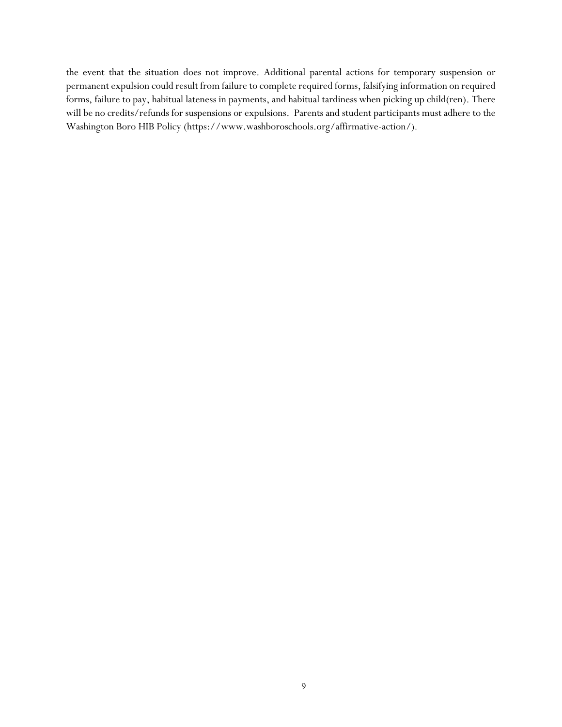the event that the situation does not improve. Additional parental actions for temporary suspension or permanent expulsion could result from failure to complete required forms, falsifying information on required forms, failure to pay, habitual lateness in payments, and habitual tardiness when picking up child(ren). There will be no credits/refunds for suspensions or expulsions. Parents and student participants must adhere to the Washington Boro HIB Policy (https://www.washboroschools.org/affirmative-action/).